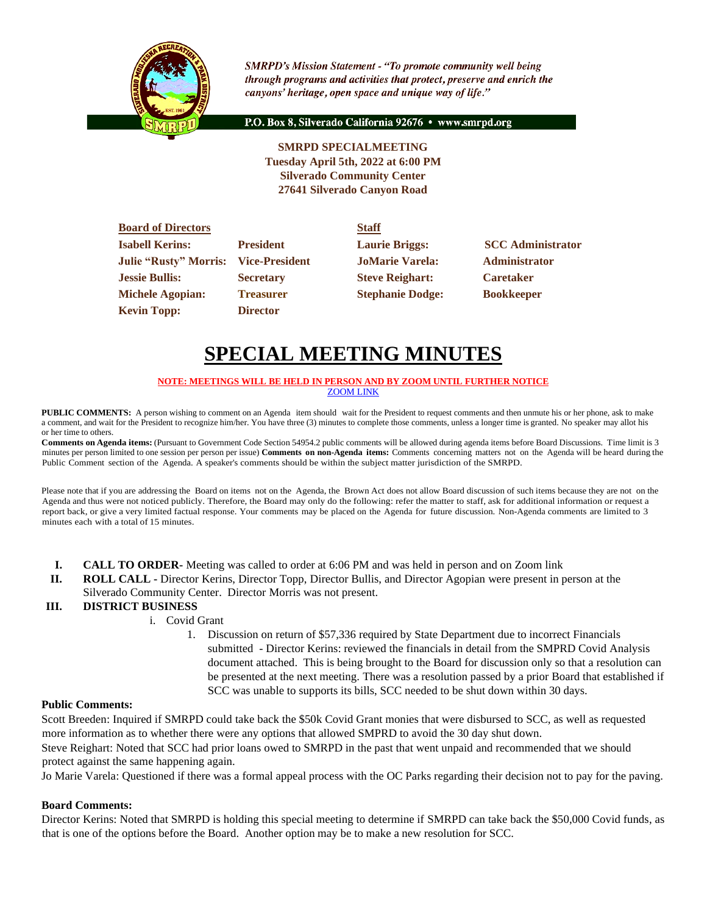*SMRPD's Mission Statement - "To promote community well being through programs and activities that protect, preserve and enrich the canyons' heritage, open space and unique way of life."*

P.O. Box 8, Silverado California 92676 • www.smrpd.org

**SMRPD SPECIALMEETING**
**Tuesday April 5th, 2022 at 6:00 PM**
**Silverado Community Center**
**27641 Silverado Canyon Road**

| **Board of Directors** | | **Staff** | |
|---|---|---|---|
| **Isabell Kerins:** | **President** | **Laurie Briggs:** | **SCC Administrator** |
| **Julie "Rusty" Morris:** | **Vice-President** | **JoMarie Varela:** | **Administrator** |
| **Jessie Bullis:** | **Secretary** | **Steve Reighart:** | **Caretaker** |
| **Michele Agopian:** | **Treasurer** | **Stephanie Dodge:** | **Bookkeeper** |
| **Kevin Topp:** | **Director** | | |

# SPECIAL MEETING MINUTES

**NOTE: MEETINGS WILL BE HELD IN PERSON AND BY ZOOM UNTIL FURTHER NOTICE**
ZOOM LINK

**PUBLIC COMMENTS:** A person wishing to comment on an Agenda item should wait for the President to request comments and then unmute his or her phone, ask to make a comment, and wait for the President to recognize him/her. You have three (3) minutes to complete those comments, unless a longer time is granted. No speaker may allot his or her time to others.

**Comments on Agenda items:** (Pursuant to Government Code Section 54954.2 public comments will be allowed during agenda items before Board Discussions. Time limit is 3 minutes per person limited to one session per person per issue) **Comments on non-Agenda items:** Comments concerning matters not on the Agenda will be heard during the Public Comment section of the Agenda. A speaker's comments should be within the subject matter jurisdiction of the SMRPD.

Please note that if you are addressing the Board on items not on the Agenda, the Brown Act does not allow Board discussion of such items because they are not on the Agenda and thus were not noticed publicly. Therefore, the Board may only do the following: refer the matter to staff, ask for additional information or request a report back, or give a very limited factual response. Your comments may be placed on the Agenda for future discussion. Non-Agenda comments are limited to 3 minutes each with a total of 15 minutes.

- **I. CALL TO ORDER**- Meeting was called to order at 6:06 PM and was held in person and on Zoom link
- **II. ROLL CALL -** Director Kerins, Director Topp, Director Bullis, and Director Agopian were present in person at the Silverado Community Center. Director Morris was not present.
- **III. DISTRICT BUSINESS**
  - i. Covid Grant
    1. Discussion on return of $57,336 required by State Department due to incorrect Financials submitted - Director Kerins: reviewed the financials in detail from the SMPRD Covid Analysis document attached. This is being brought to the Board for discussion only so that a resolution can be presented at the next meeting. There was a resolution passed by a prior Board that established if SCC was unable to supports its bills, SCC needed to be shut down within 30 days.

**Public Comments:**

Scott Breeden: Inquired if SMRPD could take back the $50k Covid Grant monies that were disbursed to SCC, as well as requested more information as to whether there were any options that allowed SMPRD to avoid the 30 day shut down.

Steve Reighart: Noted that SCC had prior loans owed to SMRPD in the past that went unpaid and recommended that we should protect against the same happening again.

Jo Marie Varela: Questioned if there was a formal appeal process with the OC Parks regarding their decision not to pay for the paving.

**Board Comments:**

Director Kerins: Noted that SMRPD is holding this special meeting to determine if SMRPD can take back the $50,000 Covid funds, as that is one of the options before the Board. Another option may be to make a new resolution for SCC.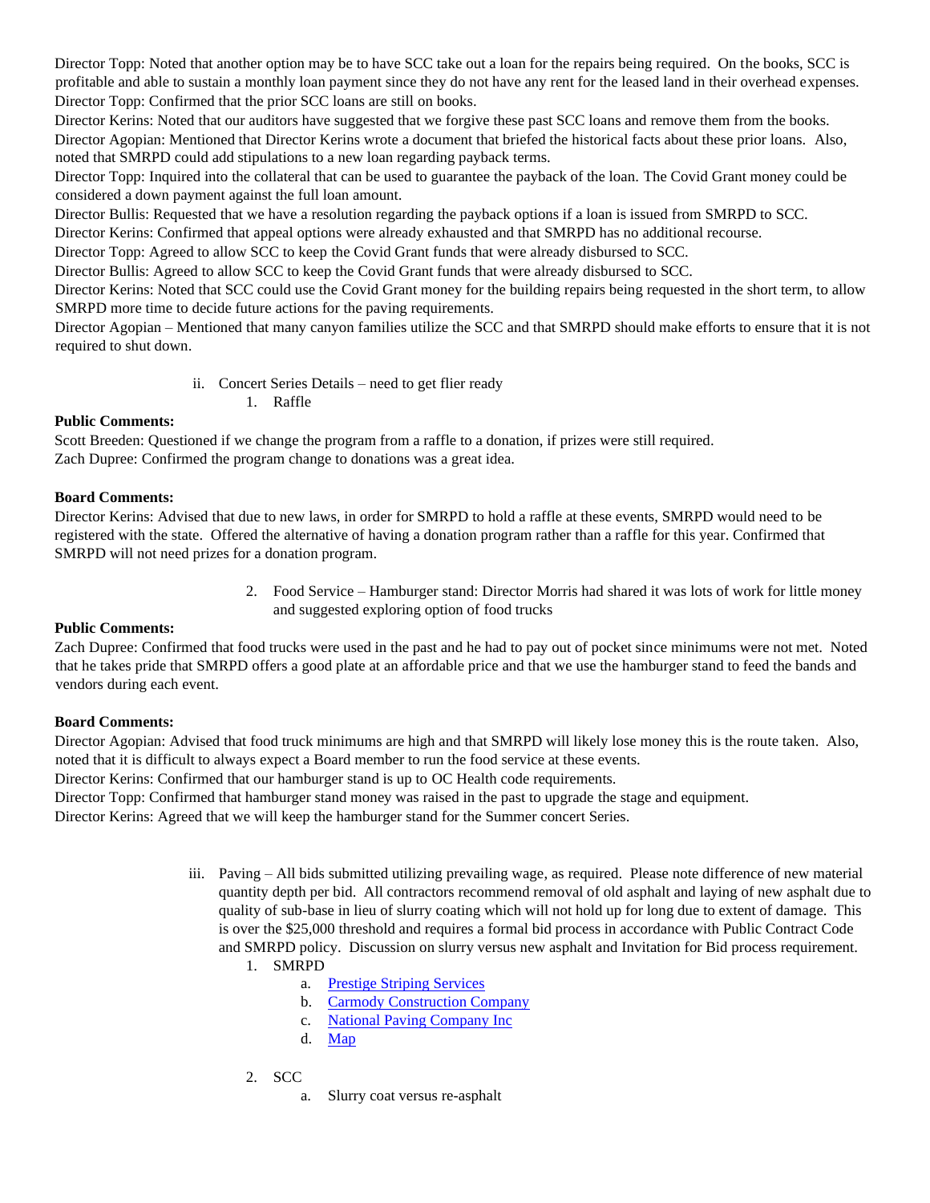Director Topp: Noted that another option may be to have SCC take out a loan for the repairs being required. On the books, SCC is profitable and able to sustain a monthly loan payment since they do not have any rent for the leased land in their overhead expenses.
Director Topp: Confirmed that the prior SCC loans are still on books.
Director Kerins: Noted that our auditors have suggested that we forgive these past SCC loans and remove them from the books.
Director Agopian: Mentioned that Director Kerins wrote a document that briefed the historical facts about these prior loans. Also, noted that SMRPD could add stipulations to a new loan regarding payback terms.
Director Topp: Inquired into the collateral that can be used to guarantee the payback of the loan. The Covid Grant money could be considered a down payment against the full loan amount.
Director Bullis: Requested that we have a resolution regarding the payback options if a loan is issued from SMRPD to SCC.
Director Kerins: Confirmed that appeal options were already exhausted and that SMRPD has no additional recourse.
Director Topp: Agreed to allow SCC to keep the Covid Grant funds that were already disbursed to SCC.
Director Bullis: Agreed to allow SCC to keep the Covid Grant funds that were already disbursed to SCC.
Director Kerins: Noted that SCC could use the Covid Grant money for the building repairs being requested in the short term, to allow SMRPD more time to decide future actions for the paving requirements.
Director Agopian – Mentioned that many canyon families utilize the SCC and that SMRPD should make efforts to ensure that it is not required to shut down.

ii. Concert Series Details – need to get flier ready
   1. Raffle

**Public Comments:**
Scott Breeden: Questioned if we change the program from a raffle to a donation, if prizes were still required.
Zach Dupree: Confirmed the program change to donations was a great idea.

**Board Comments:**
Director Kerins: Advised that due to new laws, in order for SMRPD to hold a raffle at these events, SMRPD would need to be registered with the state. Offered the alternative of having a donation program rather than a raffle for this year. Confirmed that SMRPD will not need prizes for a donation program.

   2. Food Service – Hamburger stand: Director Morris had shared it was lots of work for little money and suggested exploring option of food trucks

**Public Comments:**
Zach Dupree: Confirmed that food trucks were used in the past and he had to pay out of pocket since minimums were not met. Noted that he takes pride that SMRPD offers a good plate at an affordable price and that we use the hamburger stand to feed the bands and vendors during each event.

**Board Comments:**
Director Agopian: Advised that food truck minimums are high and that SMRPD will likely lose money this is the route taken. Also, noted that it is difficult to always expect a Board member to run the food service at these events.
Director Kerins: Confirmed that our hamburger stand is up to OC Health code requirements.
Director Topp: Confirmed that hamburger stand money was raised in the past to upgrade the stage and equipment.
Director Kerins: Agreed that we will keep the hamburger stand for the Summer concert Series.

iii. Paving – All bids submitted utilizing prevailing wage, as required. Please note difference of new material quantity depth per bid. All contractors recommend removal of old asphalt and laying of new asphalt due to quality of sub-base in lieu of slurry coating which will not hold up for long due to extent of damage. This is over the $25,000 threshold and requires a formal bid process in accordance with Public Contract Code and SMRPD policy. Discussion on slurry versus new asphalt and Invitation for Bid process requirement.
   1. SMRPD
      a. Prestige Striping Services
      b. Carmody Construction Company
      c. National Paving Company Inc
      d. Map
   2. SCC
      a. Slurry coat versus re-asphalt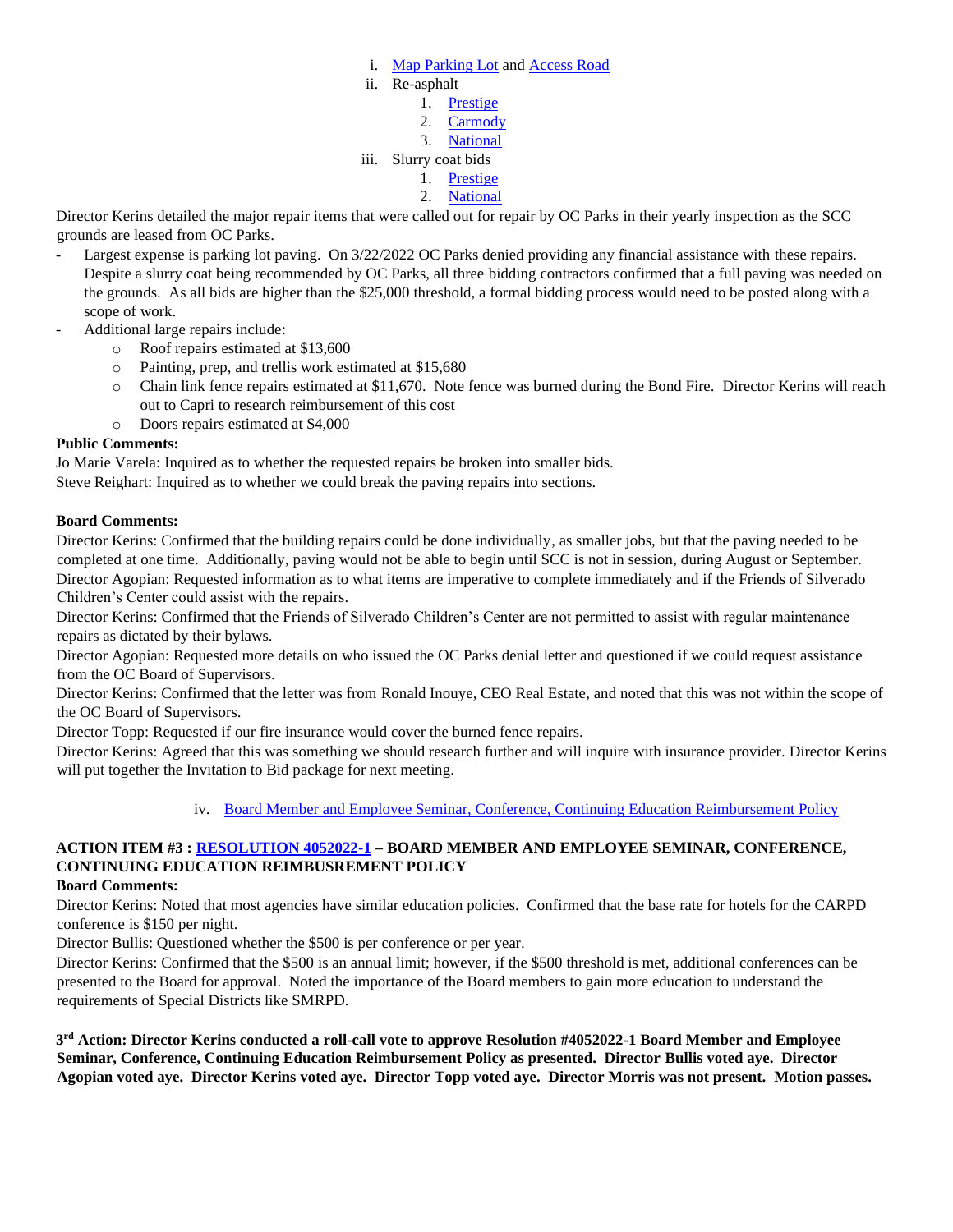i. [Map Parking Lot](#) and [Access Road](#)
ii. Re-asphalt
    1. [Prestige](#)
    2. [Carmody](#)
    3. [National](#)
iii. Slurry coat bids
    1. [Prestige](#)
    2. [National](#)

Director Kerins detailed the major repair items that were called out for repair by OC Parks in their yearly inspection as the SCC grounds are leased from OC Parks.

- Largest expense is parking lot paving. On 3/22/2022 OC Parks denied providing any financial assistance with these repairs. Despite a slurry coat being recommended by OC Parks, all three bidding contractors confirmed that a full paving was needed on the grounds. As all bids are higher than the $25,000 threshold, a formal bidding process would need to be posted along with a scope of work.
- Additional large repairs include:
    - Roof repairs estimated at $13,600
    - Painting, prep, and trellis work estimated at $15,680
    - Chain link fence repairs estimated at $11,670. Note fence was burned during the Bond Fire. Director Kerins will reach out to Capri to research reimbursement of this cost
    - Doors repairs estimated at $4,000

**Public Comments:**

Jo Marie Varela: Inquired as to whether the requested repairs be broken into smaller bids.
Steve Reighart: Inquired as to whether we could break the paving repairs into sections.

**Board Comments:**

Director Kerins: Confirmed that the building repairs could be done individually, as smaller jobs, but that the paving needed to be completed at one time. Additionally, paving would not be able to begin until SCC is not in session, during August or September.
Director Agopian: Requested information as to what items are imperative to complete immediately and if the Friends of Silverado Children's Center could assist with the repairs.
Director Kerins: Confirmed that the Friends of Silverado Children's Center are not permitted to assist with regular maintenance repairs as dictated by their bylaws.
Director Agopian: Requested more details on who issued the OC Parks denial letter and questioned if we could request assistance from the OC Board of Supervisors.
Director Kerins: Confirmed that the letter was from Ronald Inouye, CEO Real Estate, and noted that this was not within the scope of the OC Board of Supervisors.
Director Topp: Requested if our fire insurance would cover the burned fence repairs.
Director Kerins: Agreed that this was something we should research further and will inquire with insurance provider. Director Kerins will put together the Invitation to Bid package for next meeting.

iv. [Board Member and Employee Seminar, Conference, Continuing Education Reimbursement Policy](#)

**ACTION ITEM #3 : [RESOLUTION 4052022-1](#) – BOARD MEMBER AND EMPLOYEE SEMINAR, CONFERENCE, CONTINUING EDUCATION REIMBUSREMENT POLICY**

**Board Comments:**

Director Kerins: Noted that most agencies have similar education policies. Confirmed that the base rate for hotels for the CARPD conference is $150 per night.
Director Bullis: Questioned whether the $500 is per conference or per year.
Director Kerins: Confirmed that the $500 is an annual limit; however, if the $500 threshold is met, additional conferences can be presented to the Board for approval. Noted the importance of the Board members to gain more education to understand the requirements of Special Districts like SMRPD.

**3rd Action: Director Kerins conducted a roll-call vote to approve Resolution #4052022-1 Board Member and Employee Seminar, Conference, Continuing Education Reimbursement Policy as presented. Director Bullis voted aye. Director Agopian voted aye. Director Kerins voted aye. Director Topp voted aye. Director Morris was not present. Motion passes.**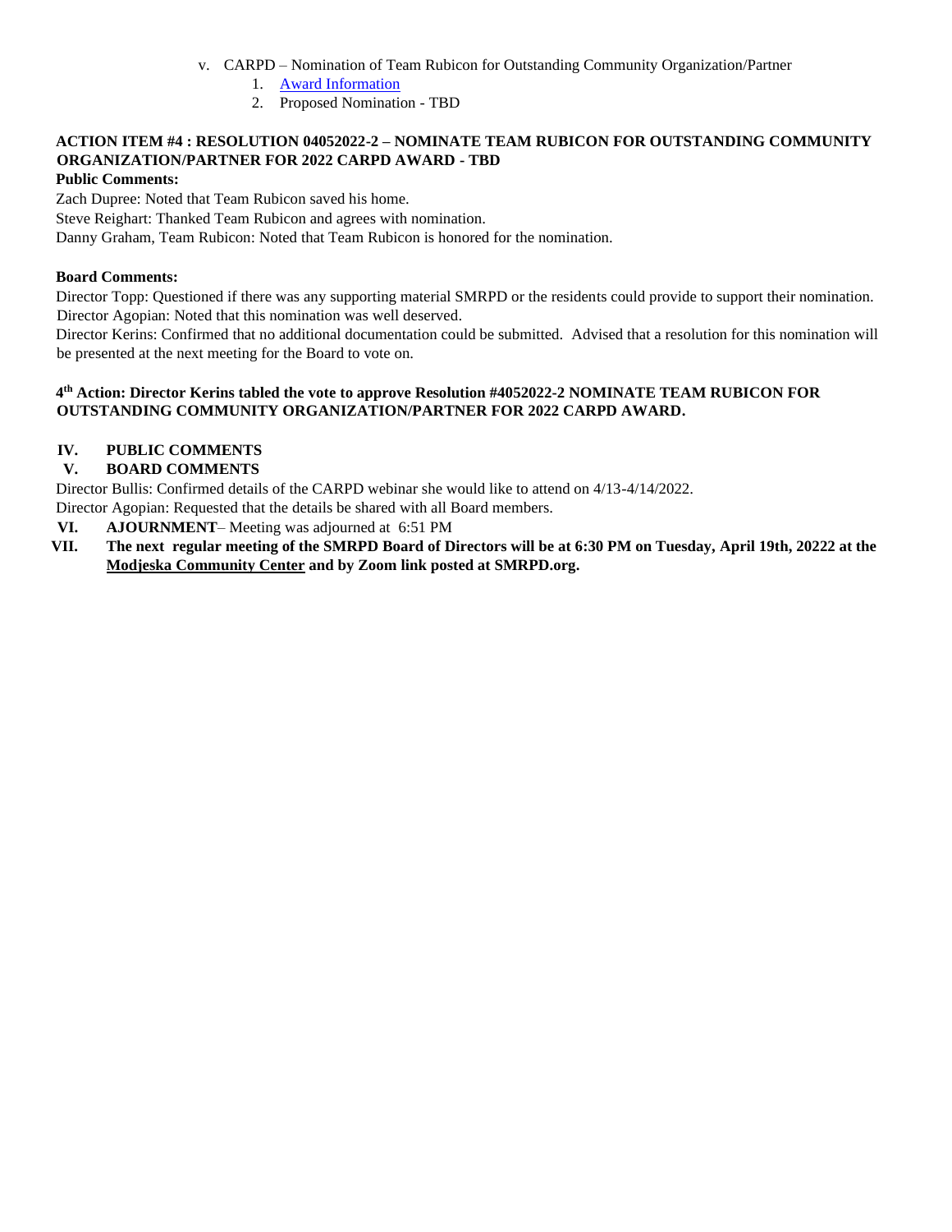v. CARPD – Nomination of Team Rubicon for Outstanding Community Organization/Partner
   1. Award Information
   2. Proposed Nomination - TBD

**ACTION ITEM #4 : RESOLUTION 04052022-2 – NOMINATE TEAM RUBICON FOR OUTSTANDING COMMUNITY ORGANIZATION/PARTNER FOR 2022 CARPD AWARD - TBD**

**Public Comments:**

Zach Dupree: Noted that Team Rubicon saved his home.

Steve Reighart: Thanked Team Rubicon and agrees with nomination.

Danny Graham, Team Rubicon: Noted that Team Rubicon is honored for the nomination.

**Board Comments:**

Director Topp: Questioned if there was any supporting material SMRPD or the residents could provide to support their nomination.

Director Agopian: Noted that this nomination was well deserved.

Director Kerins: Confirmed that no additional documentation could be submitted. Advised that a resolution for this nomination will be presented at the next meeting for the Board to vote on.

**4th Action: Director Kerins tabled the vote to approve Resolution #4052022-2 NOMINATE TEAM RUBICON FOR OUTSTANDING COMMUNITY ORGANIZATION/PARTNER FOR 2022 CARPD AWARD.**

**IV. PUBLIC COMMENTS**

**V. BOARD COMMENTS**

Director Bullis: Confirmed details of the CARPD webinar she would like to attend on 4/13-4/14/2022.

Director Agopian: Requested that the details be shared with all Board members.

**VI. AJOURNMENT**– Meeting was adjourned at 6:51 PM

**VII. The next regular meeting of the SMRPD Board of Directors will be at 6:30 PM on Tuesday, April 19th, 20222 at the Modjeska Community Center and by Zoom link posted at SMRPD.org.**